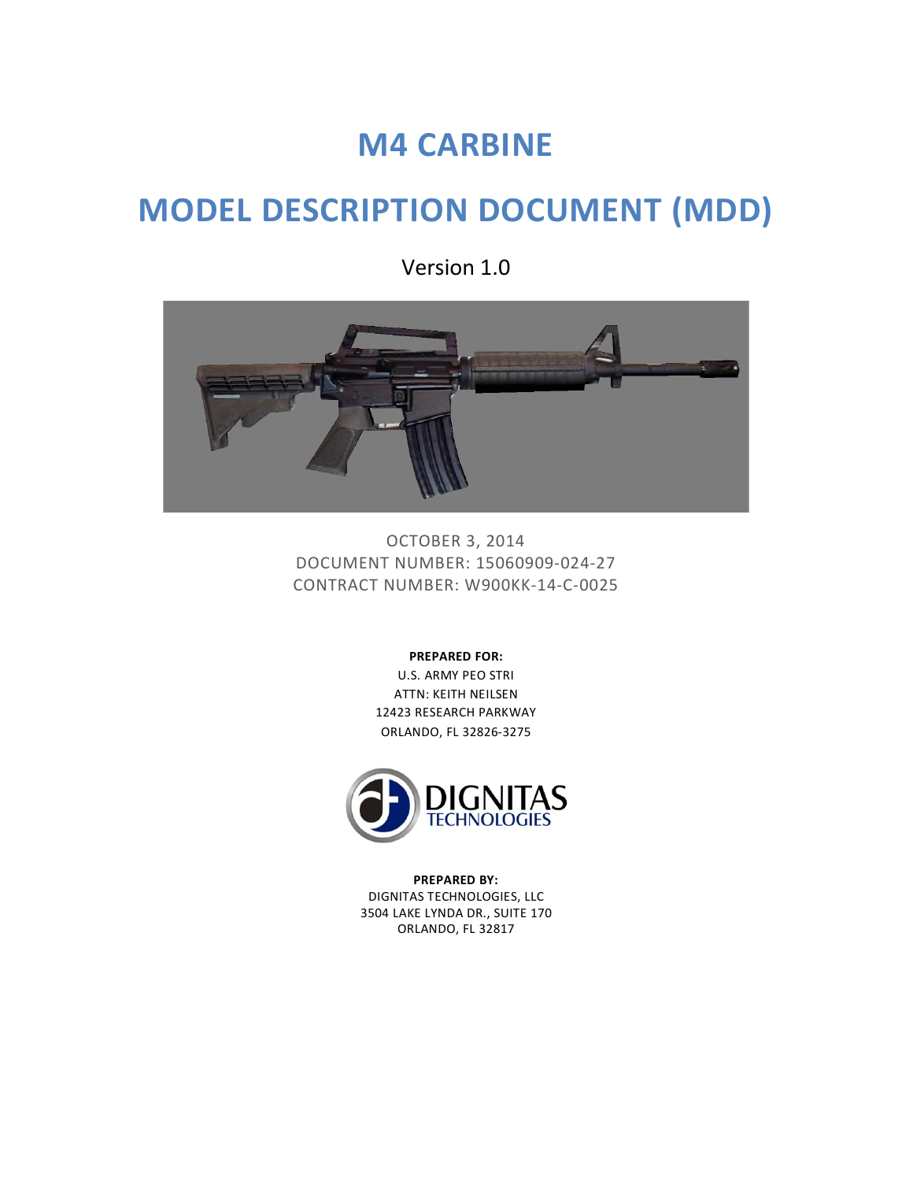# M4 CARBINE

# MODEL DESCRIPTION DOCUMENT (MDD)

Version 1.0

OCTOBER 3, 2014
DOCUMENT NUMBER: 15060909-024-27
CONTRACT NUMBER: W900KK-14-C-0025

**PREPARED FOR:**
U.S. ARMY PEO STRI
ATTN: KEITH NEILSEN
12423 RESEARCH PARKWAY
ORLANDO, FL 32826-3275

DIGNITAS TECHNOLOGIES

**PREPARED BY:**
DIGNITAS TECHNOLOGIES, LLC
3504 LAKE LYNDA DR., SUITE 170
ORLANDO, FL 32817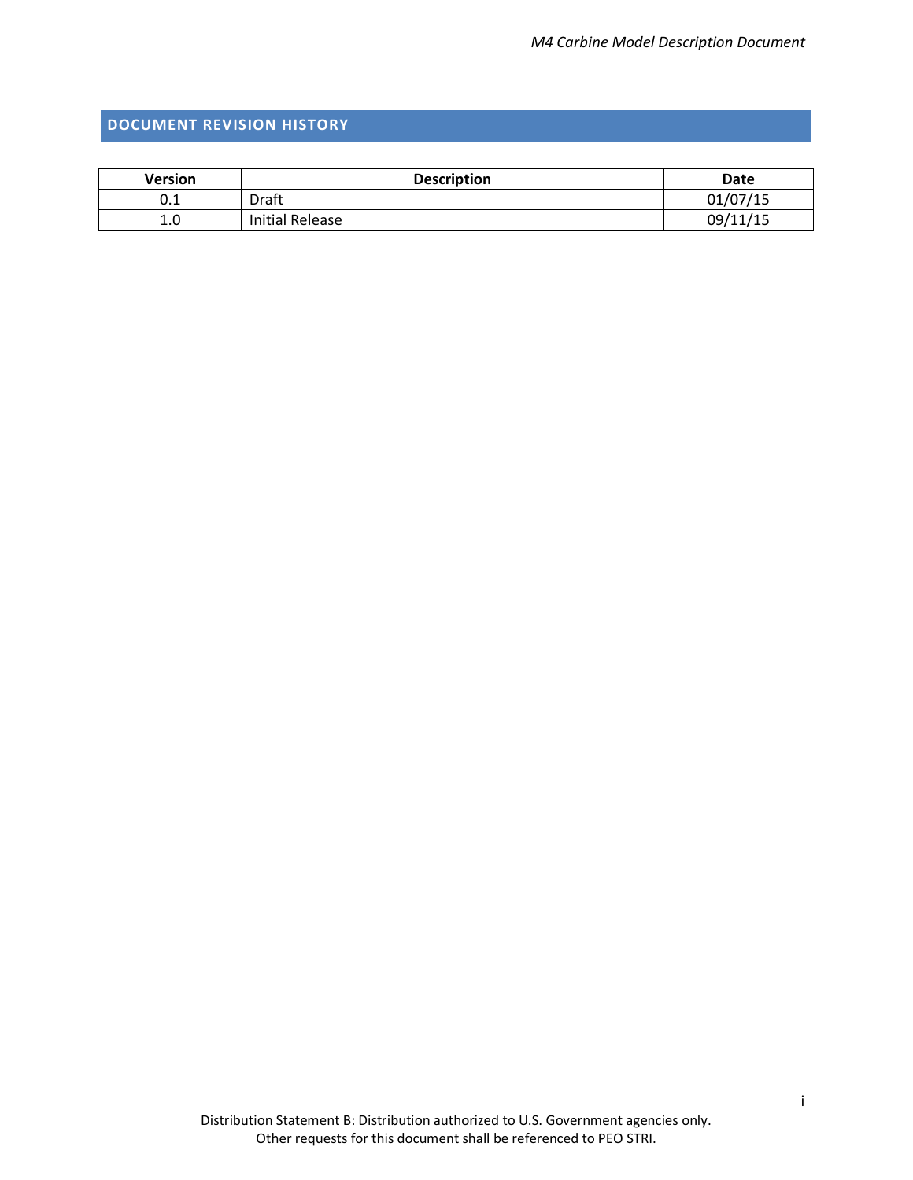## DOCUMENT REVISION HISTORY

| Version | Description | Date |
|---|---|---|
| 0.1 | Draft | 01/07/15 |
| 1.0 | Initial Release | 09/11/15 |

Distribution Statement B: Distribution authorized to U.S. Government agencies only.
Other requests for this document shall be referenced to PEO STRI.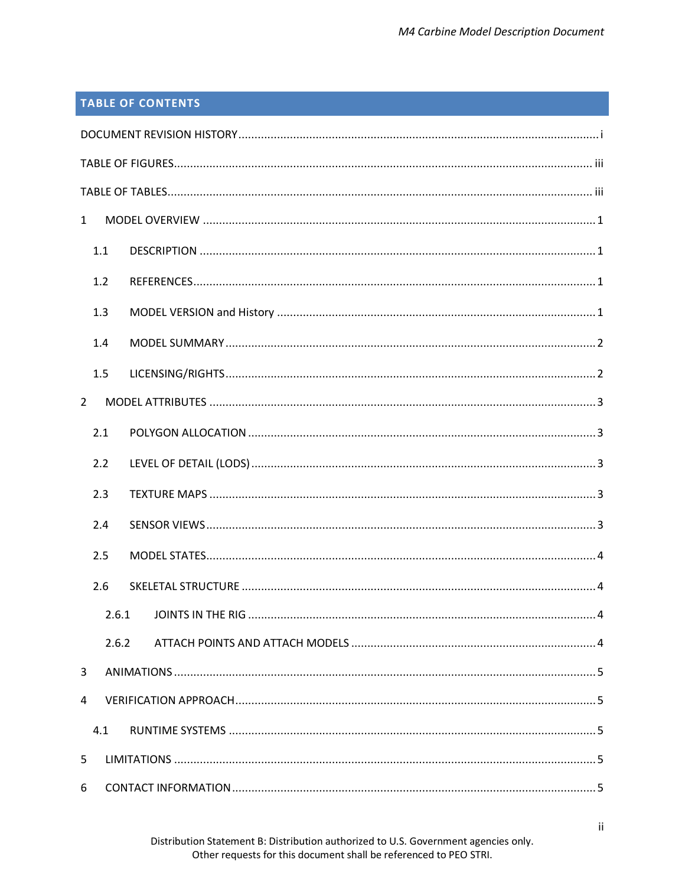## TABLE OF CONTENTS

DOCUMENT REVISION HISTORY ... i

TABLE OF FIGURES ... iii

TABLE OF TABLES ... iii

1 MODEL OVERVIEW ... 1

- 1.1 DESCRIPTION ... 1
- 1.2 REFERENCES ... 1
- 1.3 MODEL VERSION and History ... 1
- 1.4 MODEL SUMMARY ... 2
- 1.5 LICENSING/RIGHTS ... 2

2 MODEL ATTRIBUTES ... 3

- 2.1 POLYGON ALLOCATION ... 3
- 2.2 LEVEL OF DETAIL (LODS) ... 3
- 2.3 TEXTURE MAPS ... 3
- 2.4 SENSOR VIEWS ... 3
- 2.5 MODEL STATES ... 4
- 2.6 SKELETAL STRUCTURE ... 4
  - 2.6.1 JOINTS IN THE RIG ... 4
  - 2.6.2 ATTACH POINTS AND ATTACH MODELS ... 4

3 ANIMATIONS ... 5

4 VERIFICATION APPROACH ... 5

- 4.1 RUNTIME SYSTEMS ... 5

5 LIMITATIONS ... 5

6 CONTACT INFORMATION ... 5

Distribution Statement B: Distribution authorized to U.S. Government agencies only.
Other requests for this document shall be referenced to PEO STRI.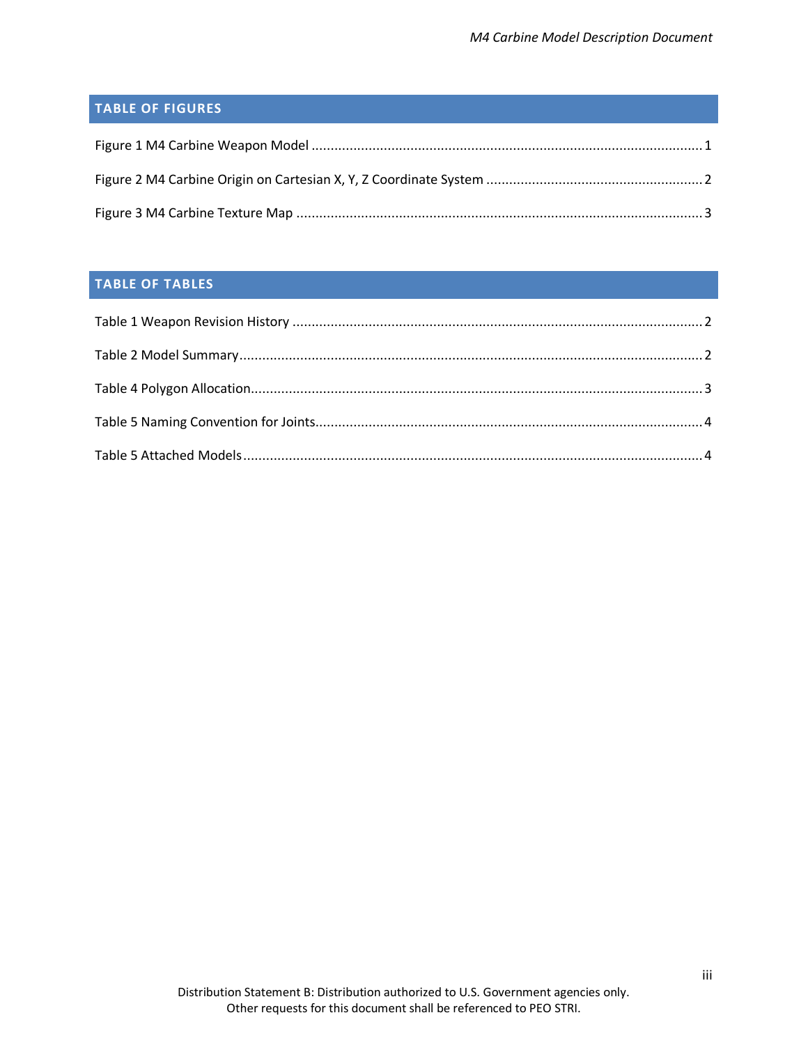## TABLE OF FIGURES

Figure 1 M4 Carbine Weapon Model ........................................................................................................ 1

Figure 2 M4 Carbine Origin on Cartesian X, Y, Z Coordinate System ........................................................ 2

Figure 3 M4 Carbine Texture Map ........................................................................................................... 3

## TABLE OF TABLES

Table 1 Weapon Revision History ............................................................................................................ 2

Table 2 Model Summary.......................................................................................................................... 2

Table 4 Polygon Allocation....................................................................................................................... 3

Table 5 Naming Convention for Joints...................................................................................................... 4

Table 5 Attached Models.......................................................................................................................... 4

Distribution Statement B: Distribution authorized to U.S. Government agencies only.
Other requests for this document shall be referenced to PEO STRI.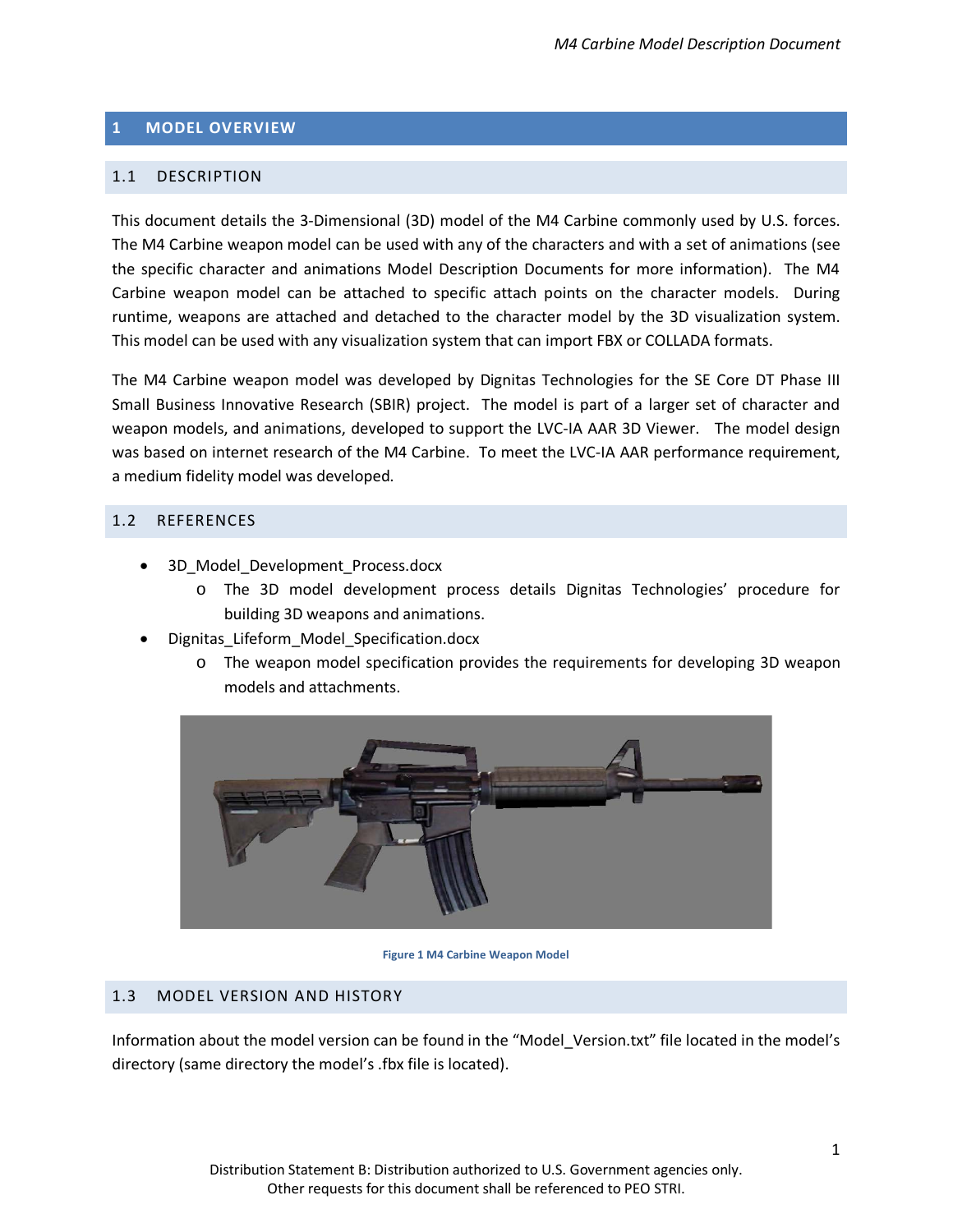# 1 MODEL OVERVIEW

## 1.1 DESCRIPTION

This document details the 3-Dimensional (3D) model of the M4 Carbine commonly used by U.S. forces. The M4 Carbine weapon model can be used with any of the characters and with a set of animations (see the specific character and animations Model Description Documents for more information). The M4 Carbine weapon model can be attached to specific attach points on the character models. During runtime, weapons are attached and detached to the character model by the 3D visualization system. This model can be used with any visualization system that can import FBX or COLLADA formats.

The M4 Carbine weapon model was developed by Dignitas Technologies for the SE Core DT Phase III Small Business Innovative Research (SBIR) project. The model is part of a larger set of character and weapon models, and animations, developed to support the LVC-IA AAR 3D Viewer. The model design was based on internet research of the M4 Carbine. To meet the LVC-IA AAR performance requirement, a medium fidelity model was developed.

## 1.2 REFERENCES

- 3D_Model_Development_Process.docx
  - The 3D model development process details Dignitas Technologies' procedure for building 3D weapons and animations.
- Dignitas_Lifeform_Model_Specification.docx
  - The weapon model specification provides the requirements for developing 3D weapon models and attachments.

**Figure 1 M4 Carbine Weapon Model**

## 1.3 MODEL VERSION AND HISTORY

Information about the model version can be found in the "Model_Version.txt" file located in the model's directory (same directory the model's .fbx file is located).

Distribution Statement B: Distribution authorized to U.S. Government agencies only.
Other requests for this document shall be referenced to PEO STRI.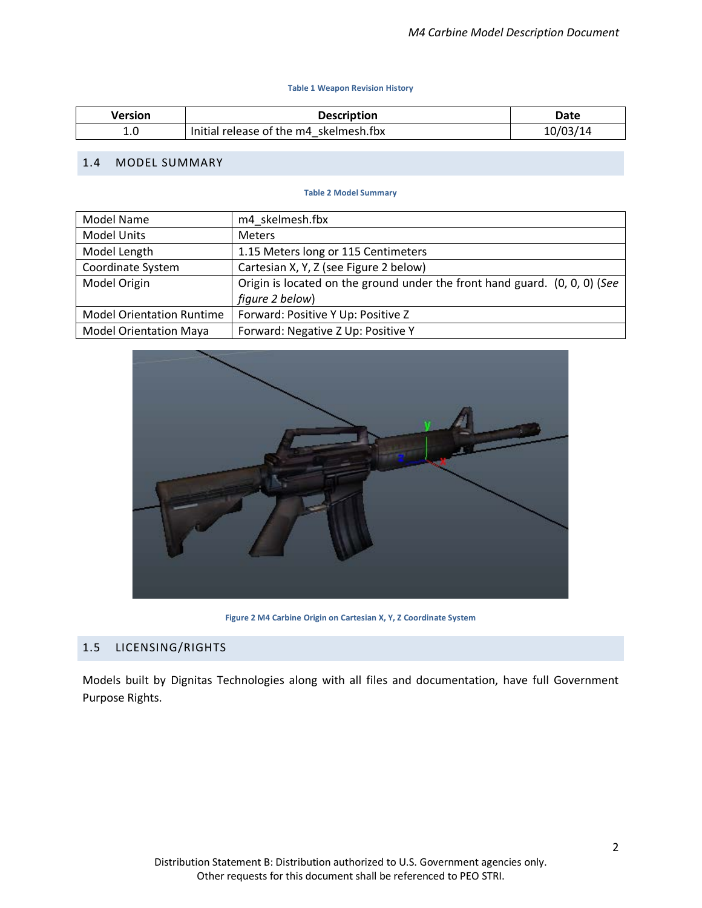Table 1 Weapon Revision History

| Version | Description | Date |
|---|---|---|
| 1.0 | Initial release of the m4_skelmesh.fbx | 10/03/14 |

## 1.4 MODEL SUMMARY

Table 2 Model Summary

| Model Name | m4_skelmesh.fbx |
|---|---|
| Model Units | Meters |
| Model Length | 1.15 Meters long or 115 Centimeters |
| Coordinate System | Cartesian X, Y, Z (see Figure 2 below) |
| Model Origin | Origin is located on the ground under the front hand guard. (0, 0, 0) (*See figure 2 below*) |
| Model Orientation Runtime | Forward: Positive Y Up: Positive Z |
| Model Orientation Maya | Forward: Negative Z Up: Positive Y |

Figure 2 M4 Carbine Origin on Cartesian X, Y, Z Coordinate System

## 1.5 LICENSING/RIGHTS

Models built by Dignitas Technologies along with all files and documentation, have full Government Purpose Rights.

Distribution Statement B: Distribution authorized to U.S. Government agencies only.
Other requests for this document shall be referenced to PEO STRI.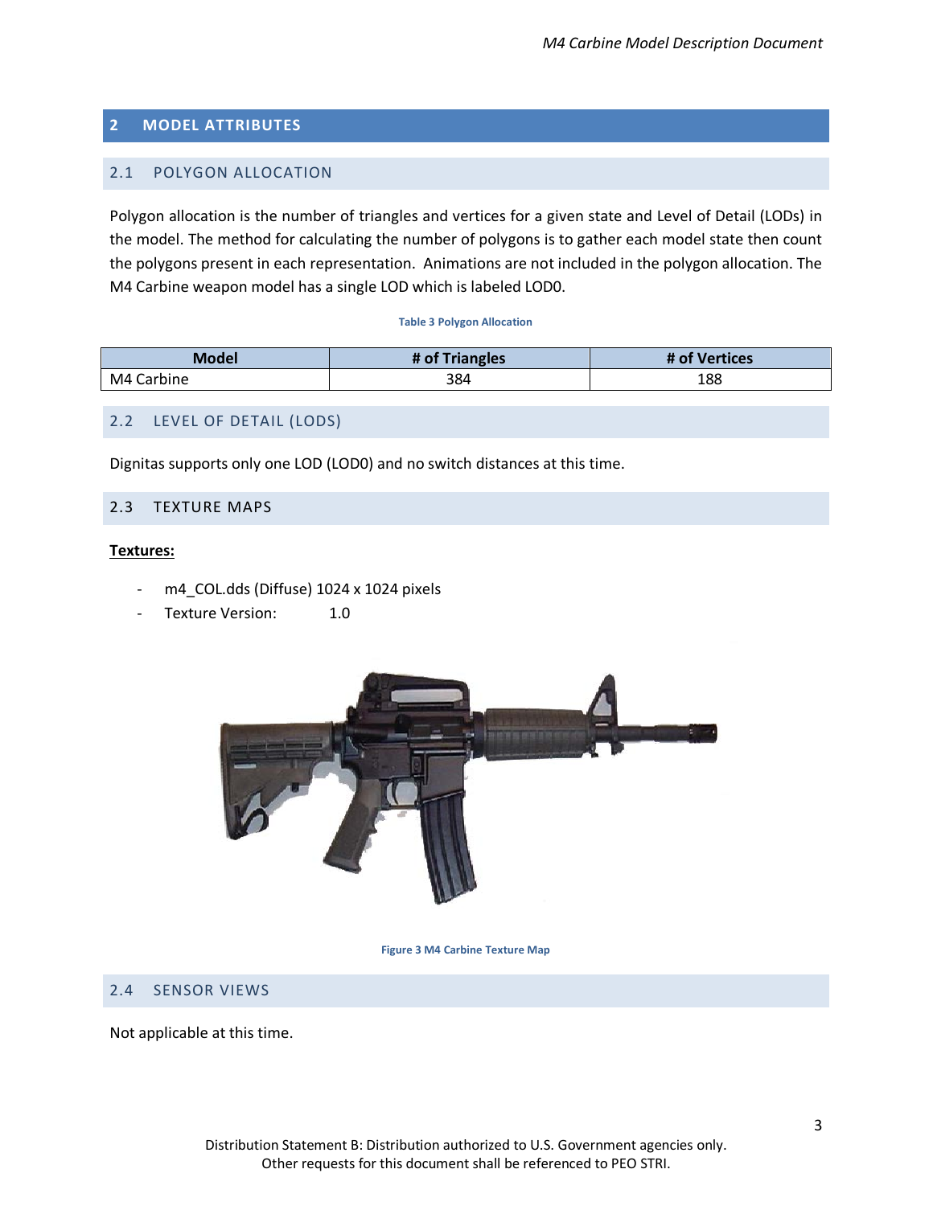# 2 MODEL ATTRIBUTES

## 2.1 POLYGON ALLOCATION

Polygon allocation is the number of triangles and vertices for a given state and Level of Detail (LODs) in the model. The method for calculating the number of polygons is to gather each model state then count the polygons present in each representation. Animations are not included in the polygon allocation. The M4 Carbine weapon model has a single LOD which is labeled LOD0.

**Table 3 Polygon Allocation**

| Model | # of Triangles | # of Vertices |
| --- | --- | --- |
| M4 Carbine | 384 | 188 |

## 2.2 LEVEL OF DETAIL (LODS)

Dignitas supports only one LOD (LOD0) and no switch distances at this time.

## 2.3 TEXTURE MAPS

**Textures:**

- m4_COL.dds (Diffuse) 1024 x 1024 pixels
- Texture Version: 1.0

**Figure 3 M4 Carbine Texture Map**

## 2.4 SENSOR VIEWS

Not applicable at this time.

Distribution Statement B: Distribution authorized to U.S. Government agencies only. Other requests for this document shall be referenced to PEO STRI.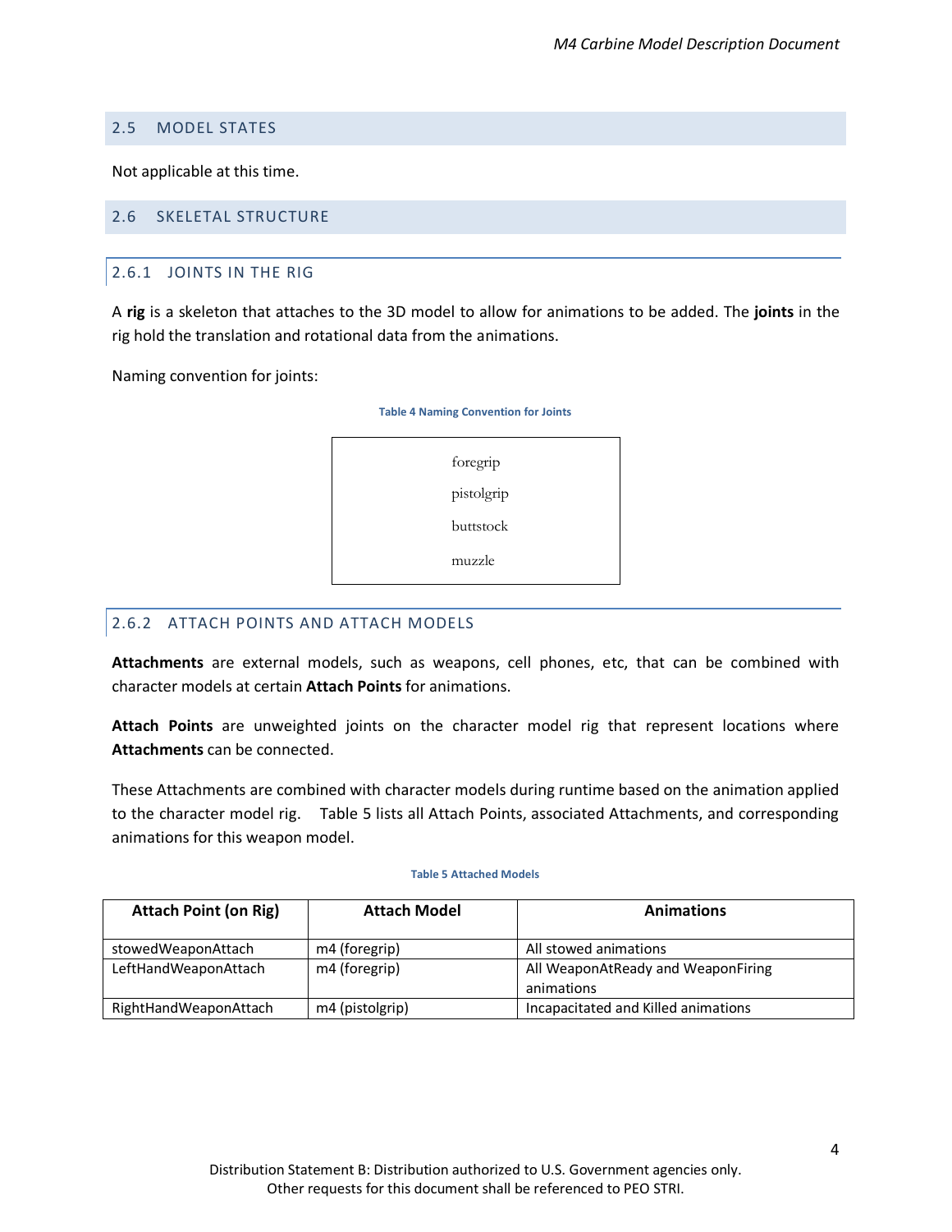## 2.5 MODEL STATES

Not applicable at this time.

## 2.6 SKELETAL STRUCTURE

### 2.6.1 JOINTS IN THE RIG

A **rig** is a skeleton that attaches to the 3D model to allow for animations to be added. The **joints** in the rig hold the translation and rotational data from the animations.

Naming convention for joints:

Table 4 Naming Convention for Joints

| |
|---|
| foregrip |
| pistolgrip |
| buttstock |
| muzzle |

### 2.6.2 ATTACH POINTS AND ATTACH MODELS

**Attachments** are external models, such as weapons, cell phones, etc, that can be combined with character models at certain **Attach Points** for animations.

**Attach Points** are unweighted joints on the character model rig that represent locations where **Attachments** can be connected.

These Attachments are combined with character models during runtime based on the animation applied to the character model rig. Table 5 lists all Attach Points, associated Attachments, and corresponding animations for this weapon model.

Table 5 Attached Models

| Attach Point (on Rig) | Attach Model | Animations |
|---|---|---|
| stowedWeaponAttach | m4 (foregrip) | All stowed animations |
| LeftHandWeaponAttach | m4 (foregrip) | All WeaponAtReady and WeaponFiring animations |
| RightHandWeaponAttach | m4 (pistolgrip) | Incapacitated and Killed animations |

Distribution Statement B: Distribution authorized to U.S. Government agencies only.
Other requests for this document shall be referenced to PEO STRI.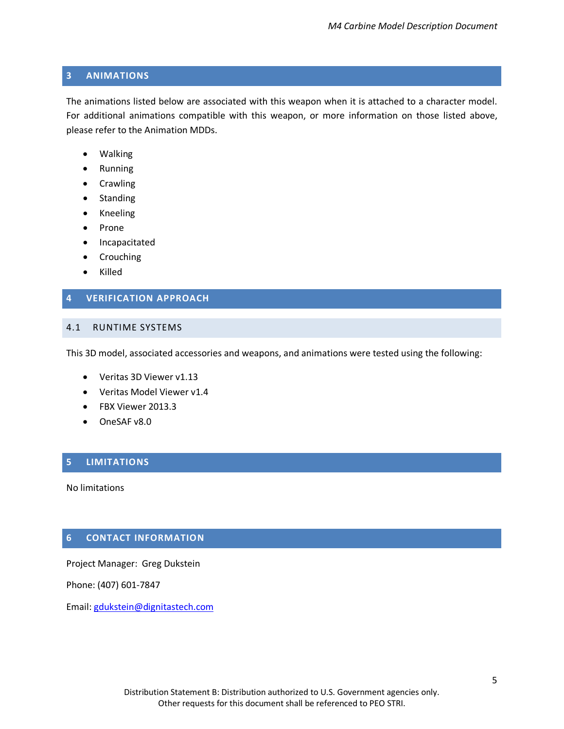## 3 ANIMATIONS

The animations listed below are associated with this weapon when it is attached to a character model. For additional animations compatible with this weapon, or more information on those listed above, please refer to the Animation MDDs.

- Walking
- Running
- Crawling
- Standing
- Kneeling
- Prone
- Incapacitated
- Crouching
- Killed

## 4 VERIFICATION APPROACH

### 4.1 RUNTIME SYSTEMS

This 3D model, associated accessories and weapons, and animations were tested using the following:

- Veritas 3D Viewer v1.13
- Veritas Model Viewer v1.4
- FBX Viewer 2013.3
- OneSAF v8.0

## 5 LIMITATIONS

No limitations

## 6 CONTACT INFORMATION

Project Manager: Greg Dukstein

Phone: (407) 601-7847

Email: gdukstein@dignitastech.com

Distribution Statement B: Distribution authorized to U.S. Government agencies only.
Other requests for this document shall be referenced to PEO STRI.